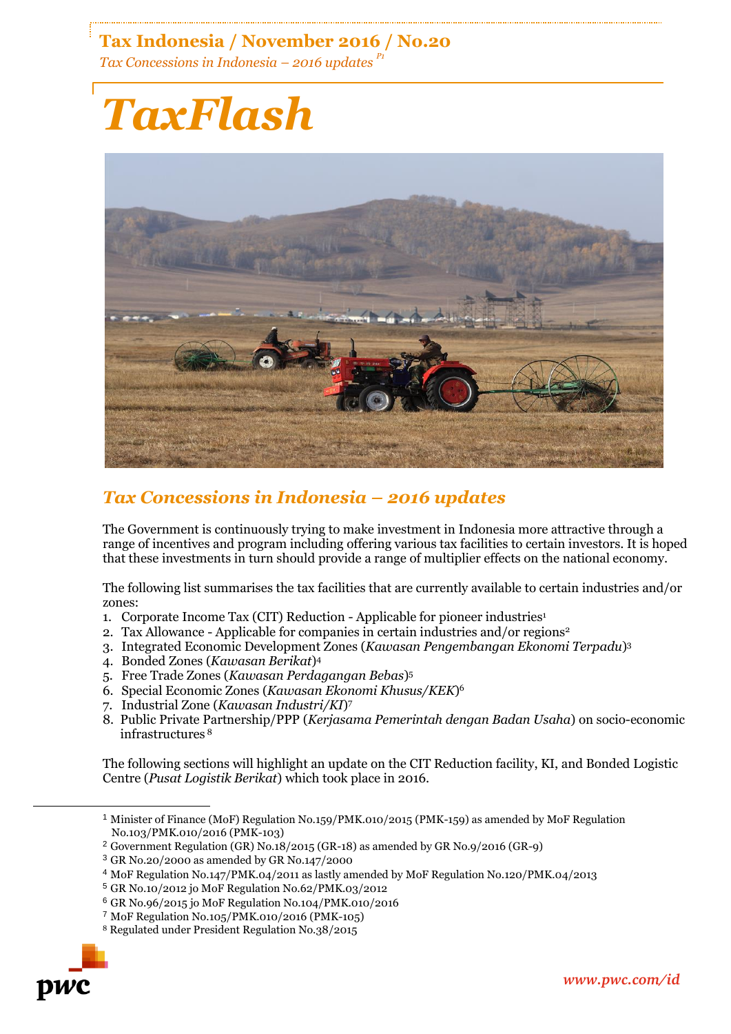# TaxFlash

## *Tax Concessions in Indonesia – 2016 updates*

The Government is continuously trying to make investment in Indonesia more attractive through a range of incentives and program including offering various tax facilities to certain investors. It is hoped that these investments in turn should provide a range of multiplier effects on the national economy.

The following list summarises the tax facilities that are currently available to certain industries and/or zones:

1. Corporate Income Tax (CIT) Reduction - Applicable for pioneer industries[1]
2. Tax Allowance - Applicable for companies in certain industries and/or regions[2]
3. Integrated Economic Development Zones (*Kawasan Pengembangan Ekonomi Terpadu*)[3]
4. Bonded Zones (*Kawasan Berikat*)[4]
5. Free Trade Zones (*Kawasan Perdagangan Bebas*)[5]
6. Special Economic Zones (*Kawasan Ekonomi Khusus/KEK*)[6]
7. Industrial Zone (*Kawasan Industri/KI*)[7]
8. Public Private Partnership/PPP (*Kerjasama Pemerintah dengan Badan Usaha*) on socio-economic infrastructures[8]

The following sections will highlight an update on the CIT Reduction facility, KI, and Bonded Logistic Centre (*Pusat Logistik Berikat*) which took place in 2016.

---

[1] Minister of Finance (MoF) Regulation No.159/PMK.010/2015 (PMK-159) as amended by MoF Regulation No.103/PMK.010/2016 (PMK-103)

[2] Government Regulation (GR) No.18/2015 (GR-18) as amended by GR No.9/2016 (GR-9)

[3] GR No.20/2000 as amended by GR No.147/2000

[4] MoF Regulation No.147/PMK.04/2011 as lastly amended by MoF Regulation No.120/PMK.04/2013

[5] GR No.10/2012 jo MoF Regulation No.62/PMK.03/2012

[6] GR No.96/2015 jo MoF Regulation No.104/PMK.010/2016

[7] MoF Regulation No.105/PMK.010/2016 (PMK-105)

[8] Regulated under President Regulation No.38/2015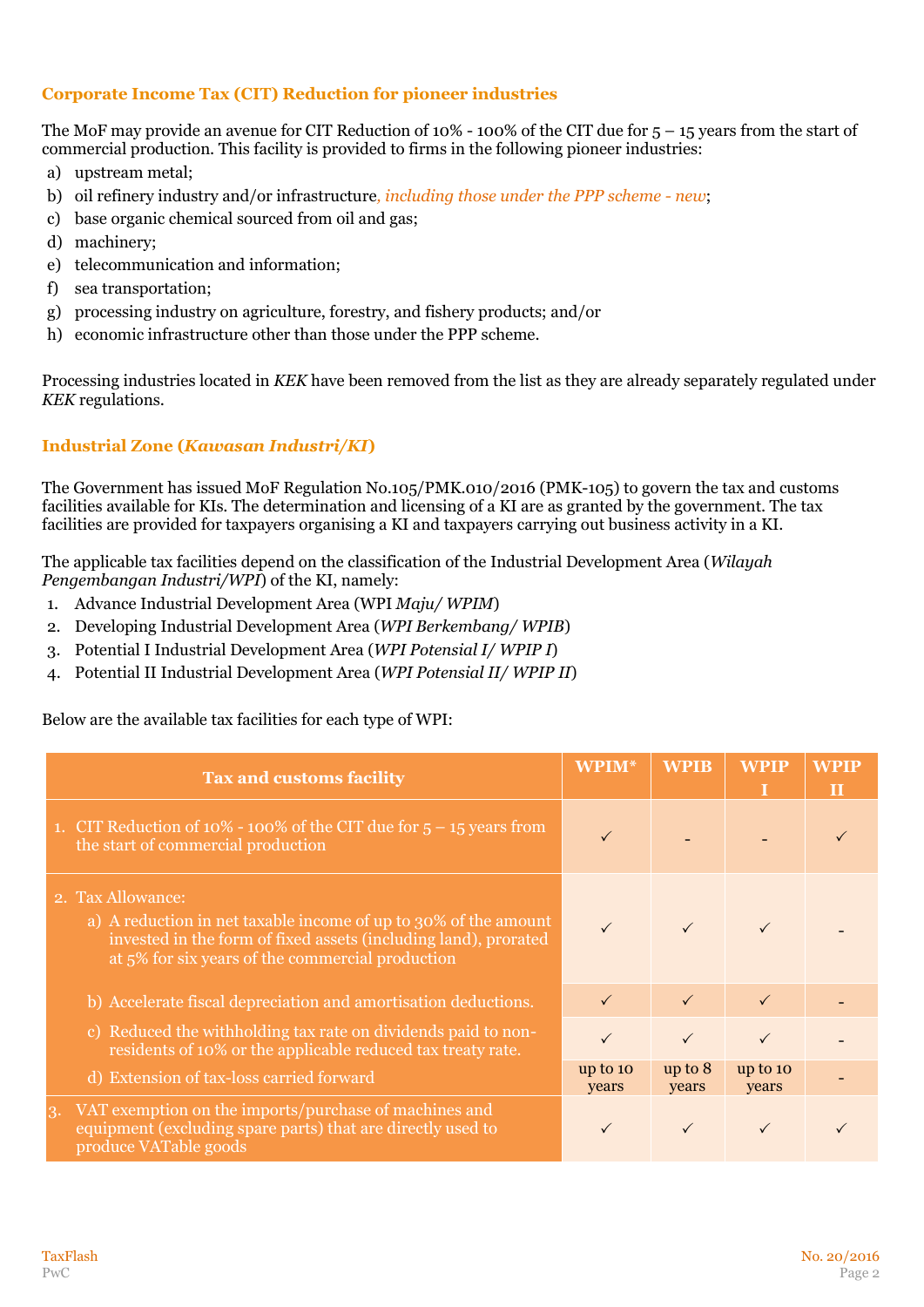### Corporate Income Tax (CIT) Reduction for pioneer industries

The MoF may provide an avenue for CIT Reduction of 10% - 100% of the CIT due for 5 – 15 years from the start of commercial production. This facility is provided to firms in the following pioneer industries:

a) upstream metal;
b) oil refinery industry and/or infrastructure, *including those under the PPP scheme - new*;
c) base organic chemical sourced from oil and gas;
d) machinery;
e) telecommunication and information;
f) sea transportation;
g) processing industry on agriculture, forestry, and fishery products; and/or
h) economic infrastructure other than those under the PPP scheme.

Processing industries located in *KEK* have been removed from the list as they are already separately regulated under *KEK* regulations.

### Industrial Zone (*Kawasan Industri/KI*)

The Government has issued MoF Regulation No.105/PMK.010/2016 (PMK-105) to govern the tax and customs facilities available for KIs. The determination and licensing of a KI are as granted by the government. The tax facilities are provided for taxpayers organising a KI and taxpayers carrying out business activity in a KI.

The applicable tax facilities depend on the classification of the Industrial Development Area (*Wilayah Pengembangan Industri/WPI*) of the KI, namely:

1. Advance Industrial Development Area (WPI *Maju/ WPIM*)
2. Developing Industrial Development Area (*WPI Berkembang/ WPIB*)
3. Potential I Industrial Development Area (*WPI Potensial I/ WPIP I*)
4. Potential II Industrial Development Area (*WPI Potensial II/ WPIP II*)

Below are the available tax facilities for each type of WPI:

| Tax and customs facility | WPIM* | WPIB | WPIP I | WPIP II |
|---|---|---|---|---|
| 1. CIT Reduction of 10% - 100% of the CIT due for 5 – 15 years from the start of commercial production | ✓ | - | - | ✓ |
| 2. Tax Allowance: a) A reduction in net taxable income of up to 30% of the amount invested in the form of fixed assets (including land), prorated at 5% for six years of the commercial production | ✓ | ✓ | ✓ | - |
| b) Accelerate fiscal depreciation and amortisation deductions. | ✓ | ✓ | ✓ | - |
| c) Reduced the withholding tax rate on dividends paid to non-residents of 10% or the applicable reduced tax treaty rate. | ✓ | ✓ | ✓ | - |
| d) Extension of tax-loss carried forward | up to 10 years | up to 8 years | up to 10 years | - |
| 3. VAT exemption on the imports/purchase of machines and equipment (excluding spare parts) that are directly used to produce VATable goods | ✓ | ✓ | ✓ | ✓ |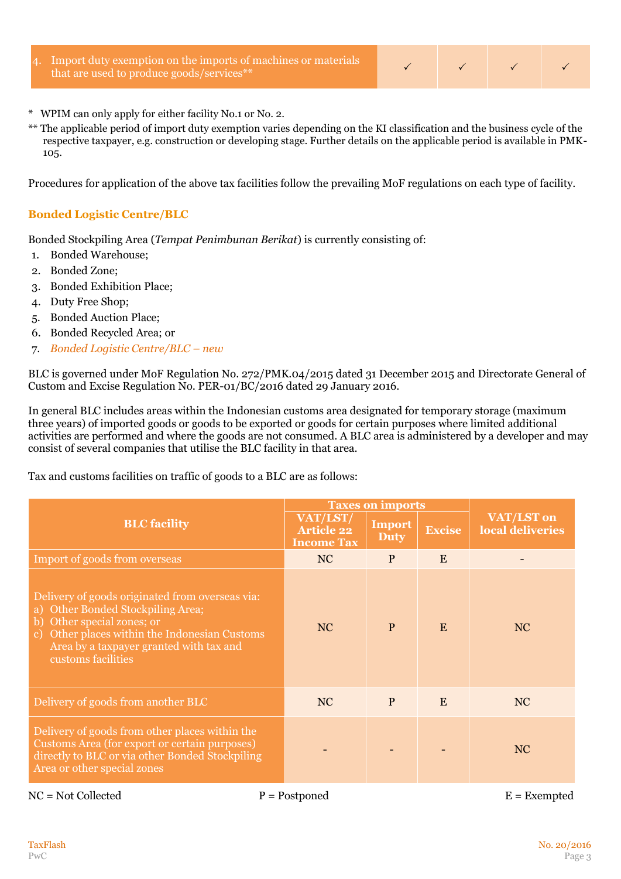| | | | | |
|---|---|---|---|---|
| 4. Import duty exemption on the imports of machines or materials that are used to produce goods/services** | ✓ | ✓ | ✓ | ✓ |

\* WPIM can only apply for either facility No.1 or No. 2.

** The applicable period of import duty exemption varies depending on the KI classification and the business cycle of the respective taxpayer, e.g. construction or developing stage. Further details on the applicable period is available in PMK-105.

Procedures for application of the above tax facilities follow the prevailing MoF regulations on each type of facility.

### Bonded Logistic Centre/BLC

Bonded Stockpiling Area (*Tempat Penimbunan Berikat*) is currently consisting of:

1. Bonded Warehouse;
2. Bonded Zone;
3. Bonded Exhibition Place;
4. Duty Free Shop;
5. Bonded Auction Place;
6. Bonded Recycled Area; or
7. *Bonded Logistic Centre/BLC – new*

BLC is governed under MoF Regulation No. 272/PMK.04/2015 dated 31 December 2015 and Directorate General of Custom and Excise Regulation No. PER-01/BC/2016 dated 29 January 2016.

In general BLC includes areas within the Indonesian customs area designated for temporary storage (maximum three years) of imported goods or goods to be exported or goods for certain purposes where limited additional activities are performed and where the goods are not consumed. A BLC area is administered by a developer and may consist of several companies that utilise the BLC facility in that area.

Tax and customs facilities on traffic of goods to a BLC are as follows:

| BLC facility | Taxes on imports | | | VAT/LST on local deliveries |
|---|---|---|---|---|
| | VAT/LST/ Article 22 Income Tax | Import Duty | Excise | |
| Import of goods from overseas | NC | P | E | - |
| Delivery of goods originated from overseas via: a) Other Bonded Stockpiling Area; b) Other special zones; or c) Other places within the Indonesian Customs Area by a taxpayer granted with tax and customs facilities | NC | P | E | NC |
| Delivery of goods from another BLC | NC | P | E | NC |
| Delivery of goods from other places within the Customs Area (for export or certain purposes) directly to BLC or via other Bonded Stockpiling Area or other special zones | - | - | - | NC |

NC = Not Collected P = Postponed E = Exempted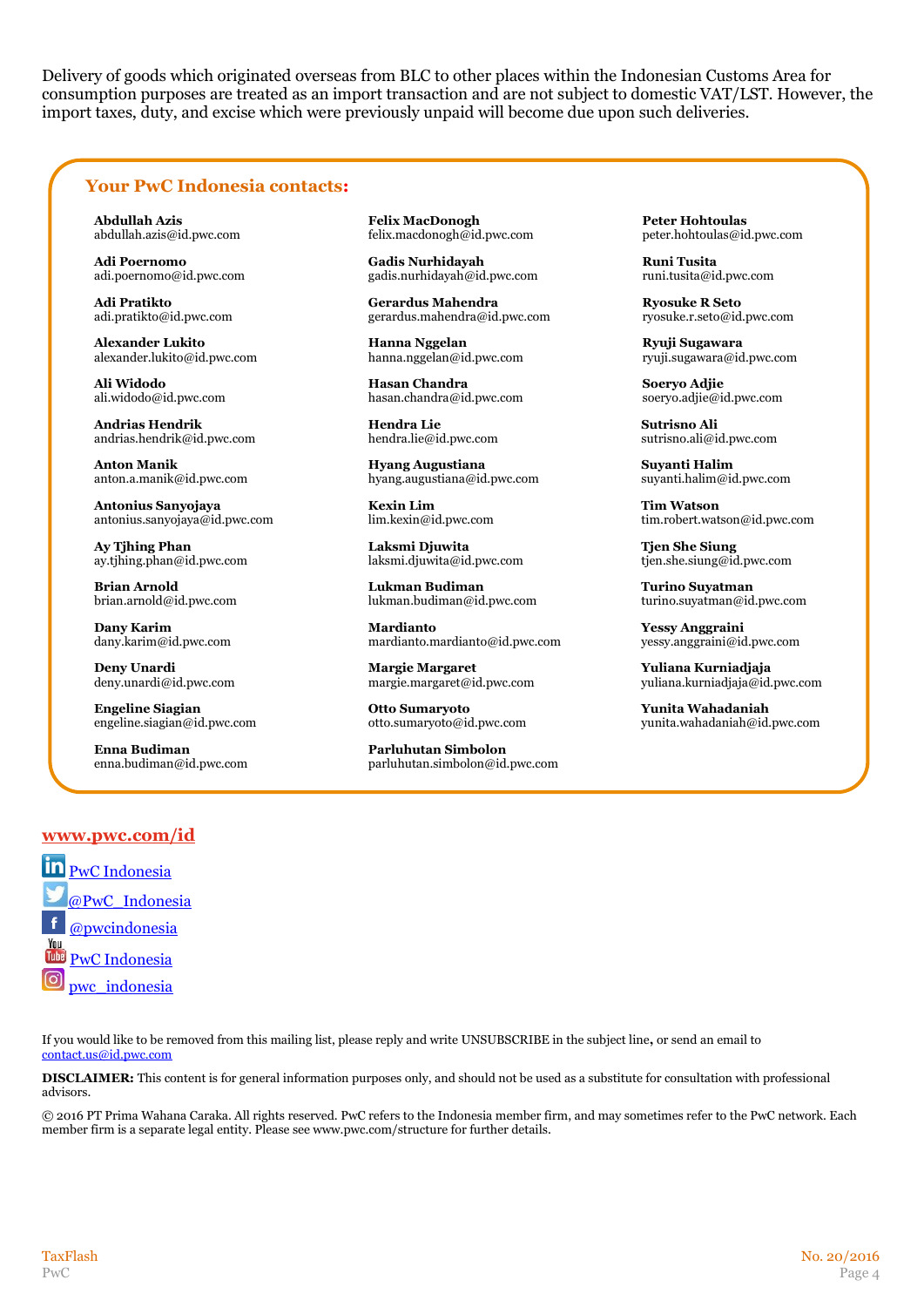Delivery of goods which originated overseas from BLC to other places within the Indonesian Customs Area for consumption purposes are treated as an import transaction and are not subject to domestic VAT/LST. However, the import taxes, duty, and excise which were previously unpaid will become due upon such deliveries.

## Your PwC Indonesia contacts:

**Abdullah Azis**
abdullah.azis@id.pwc.com

**Adi Poernomo**
adi.poernomo@id.pwc.com

**Adi Pratikto**
adi.pratikto@id.pwc.com

**Alexander Lukito**
alexander.lukito@id.pwc.com

**Ali Widodo**
ali.widodo@id.pwc.com

**Andrias Hendrik**
andrias.hendrik@id.pwc.com

**Anton Manik**
anton.a.manik@id.pwc.com

**Antonius Sanyojaya**
antonius.sanyojaya@id.pwc.com

**Ay Tjhing Phan**
ay.tjhing.phan@id.pwc.com

**Brian Arnold**
brian.arnold@id.pwc.com

**Dany Karim**
dany.karim@id.pwc.com

**Deny Unardi**
deny.unardi@id.pwc.com

**Engeline Siagian**
engeline.siagian@id.pwc.com

**Enna Budiman**
enna.budiman@id.pwc.com

**Felix MacDonogh**
felix.macdonogh@id.pwc.com

**Gadis Nurhidayah**
gadis.nurhidayah@id.pwc.com

**Gerardus Mahendra**
gerardus.mahendra@id.pwc.com

**Hanna Nggelan**
hanna.nggelan@id.pwc.com

**Hasan Chandra**
hasan.chandra@id.pwc.com

**Hendra Lie**
hendra.lie@id.pwc.com

**Hyang Augustiana**
hyang.augustiana@id.pwc.com

**Kexin Lim**
lim.kexin@id.pwc.com

**Laksmi Djuwita**
laksmi.djuwita@id.pwc.com

**Lukman Budiman**
lukman.budiman@id.pwc.com

**Mardianto**
mardianto.mardianto@id.pwc.com

**Margie Margaret**
margie.margaret@id.pwc.com

**Otto Sumaryoto**
otto.sumaryoto@id.pwc.com

**Parluhutan Simbolon**
parluhutan.simbolon@id.pwc.com

**Peter Hohtoulas**
peter.hohtoulas@id.pwc.com

**Runi Tusita**
runi.tusita@id.pwc.com

**Ryosuke R Seto**
ryosuke.r.seto@id.pwc.com

**Ryuji Sugawara**
ryuji.sugawara@id.pwc.com

**Soeryo Adjie**
soeryo.adjie@id.pwc.com

**Sutrisno Ali**
sutrisno.ali@id.pwc.com

**Suyanti Halim**
suyanti.halim@id.pwc.com

**Tim Watson**
tim.robert.watson@id.pwc.com

**Tjen She Siung**
tjen.she.siung@id.pwc.com

**Turino Suyatman**
turino.suyatman@id.pwc.com

**Yessy Anggraini**
yessy.anggraini@id.pwc.com

**Yuliana Kurniadjaja**
yuliana.kurniadjaja@id.pwc.com

**Yunita Wahadaniah**
yunita.wahadaniah@id.pwc.com

**www.pwc.com/id**

PwC Indonesia

@PwC_Indonesia

@pwcindonesia

PwC Indonesia

pwc_indonesia

If you would like to be removed from this mailing list, please reply and write UNSUBSCRIBE in the subject line, or send an email to contact.us@id.pwc.com

**DISCLAIMER:** This content is for general information purposes only, and should not be used as a substitute for consultation with professional advisors.

© 2016 PT Prima Wahana Caraka. All rights reserved. PwC refers to the Indonesia member firm, and may sometimes refer to the PwC network. Each member firm is a separate legal entity. Please see www.pwc.com/structure for further details.